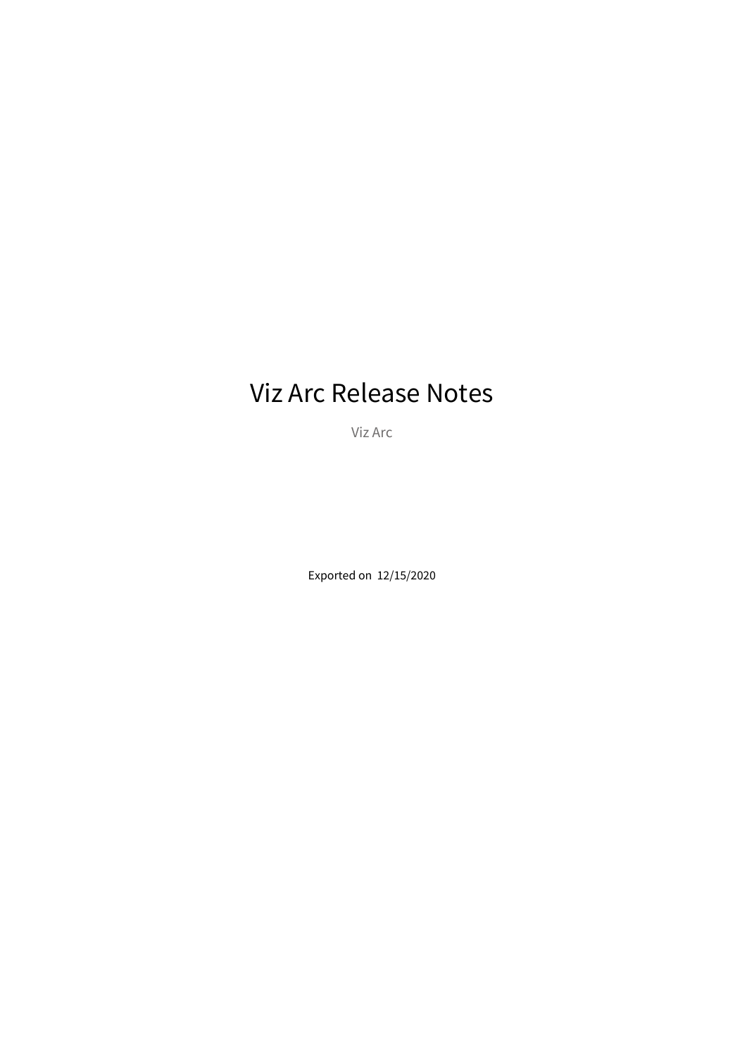# Viz Arc Release Notes

Viz Arc

Exported on 12/15/2020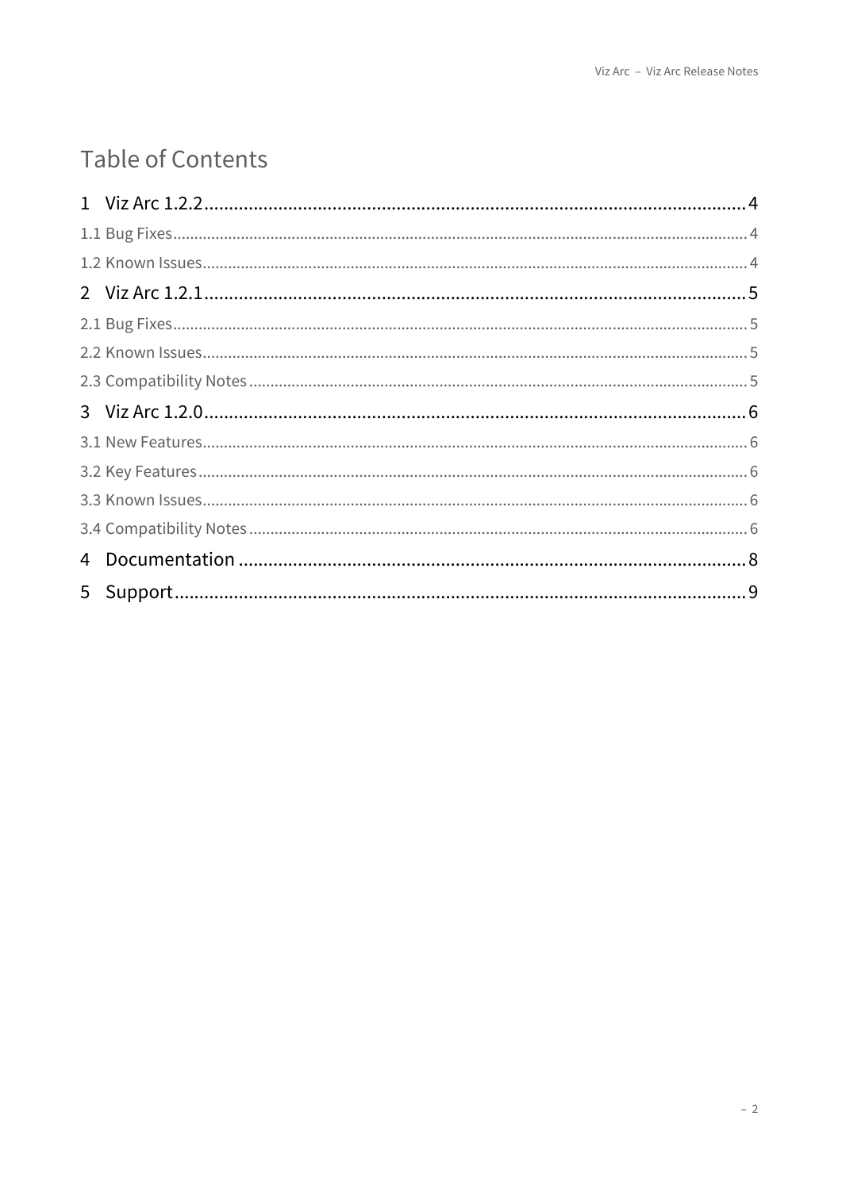# Table of Contents

- 1 Viz Arc 1.2.2 ... 4
  - 1.1 Bug Fixes ... 4
  - 1.2 Known Issues ... 4
- 2 Viz Arc 1.2.1 ... 5
  - 2.1 Bug Fixes ... 5
  - 2.2 Known Issues ... 5
  - 2.3 Compatibility Notes ... 5
- 3 Viz Arc 1.2.0 ... 6
  - 3.1 New Features ... 6
  - 3.2 Key Features ... 6
  - 3.3 Known Issues ... 6
  - 3.4 Compatibility Notes ... 6
- 4 Documentation ... 8
- 5 Support ... 9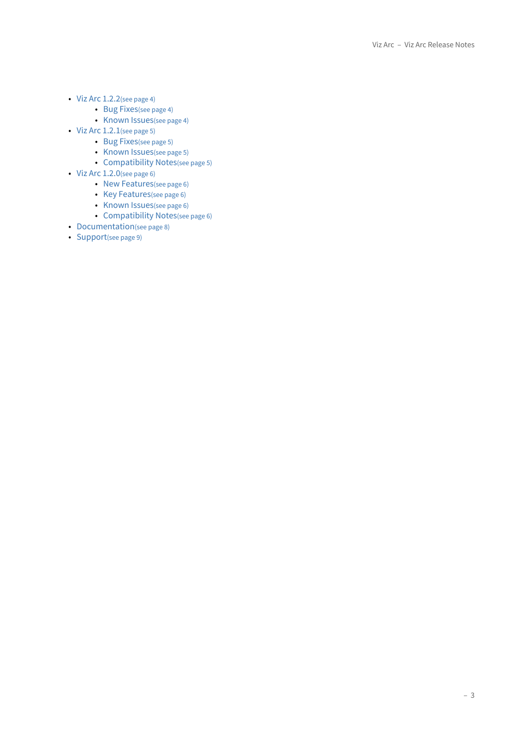- Viz Arc 1.2.2(see page 4)
    - Bug Fixes(see page 4)
    - Known Issues(see page 4)
- Viz Arc 1.2.1(see page 5)
    - Bug Fixes(see page 5)
    - Known Issues(see page 5)
    - Compatibility Notes(see page 5)
- Viz Arc 1.2.0(see page 6)
    - New Features(see page 6)
    - Key Features(see page 6)
    - Known Issues(see page 6)
    - Compatibility Notes(see page 6)
- Documentation(see page 8)
- Support(see page 9)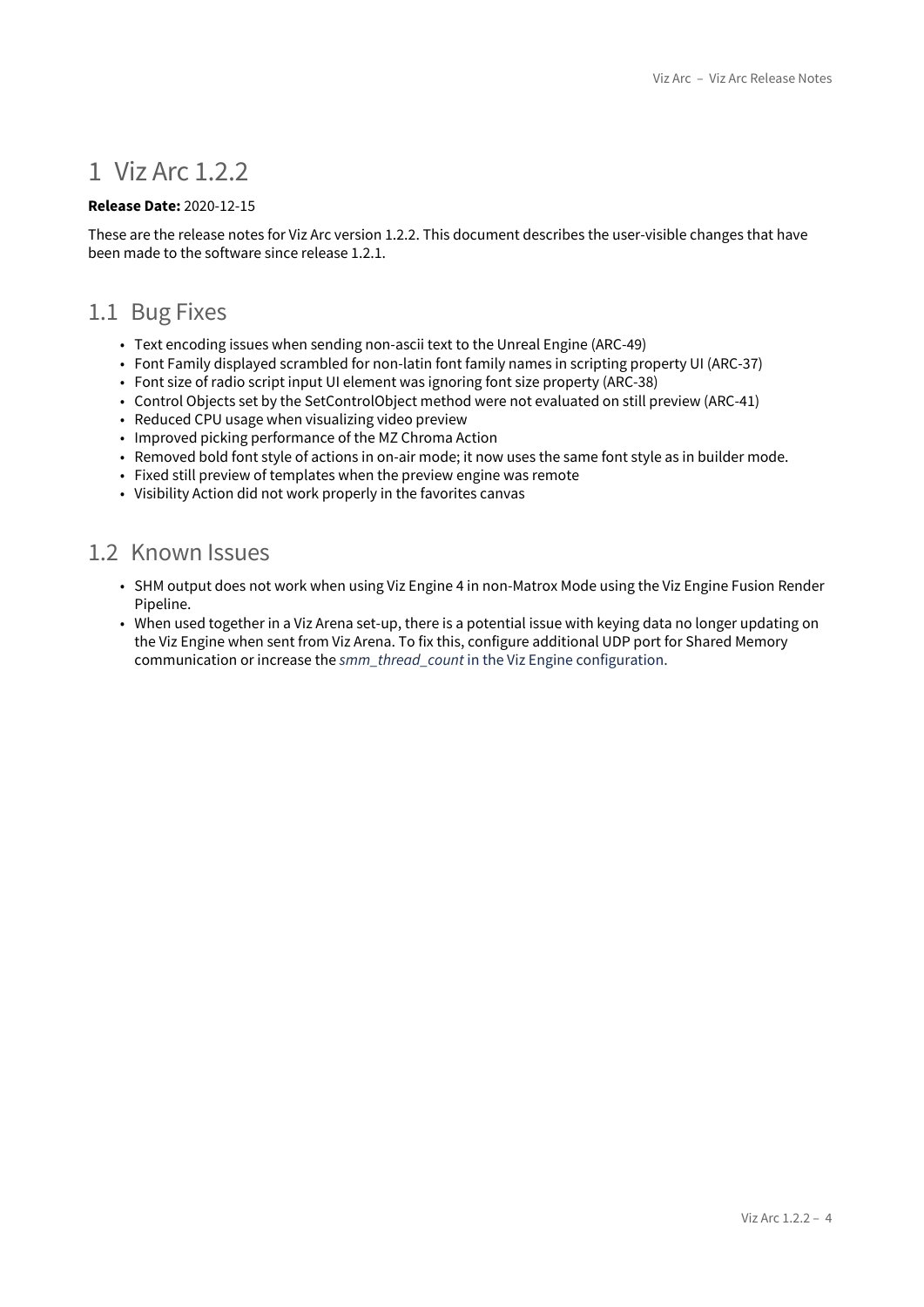# 1 Viz Arc 1.2.2

**Release Date:** 2020-12-15

These are the release notes for Viz Arc version 1.2.2. This document describes the user-visible changes that have been made to the software since release 1.2.1.

## 1.1 Bug Fixes

- Text encoding issues when sending non-ascii text to the Unreal Engine (ARC-49)
- Font Family displayed scrambled for non-latin font family names in scripting property UI (ARC-37)
- Font size of radio script input UI element was ignoring font size property (ARC-38)
- Control Objects set by the SetControlObject method were not evaluated on still preview (ARC-41)
- Reduced CPU usage when visualizing video preview
- Improved picking performance of the MZ Chroma Action
- Removed bold font style of actions in on-air mode; it now uses the same font style as in builder mode.
- Fixed still preview of templates when the preview engine was remote
- Visibility Action did not work properly in the favorites canvas

## 1.2 Known Issues

- SHM output does not work when using Viz Engine 4 in non-Matrox Mode using the Viz Engine Fusion Render Pipeline.
- When used together in a Viz Arena set-up, there is a potential issue with keying data no longer updating on the Viz Engine when sent from Viz Arena. To fix this, configure additional UDP port for Shared Memory communication or increase the *smm_thread_count* in the Viz Engine configuration.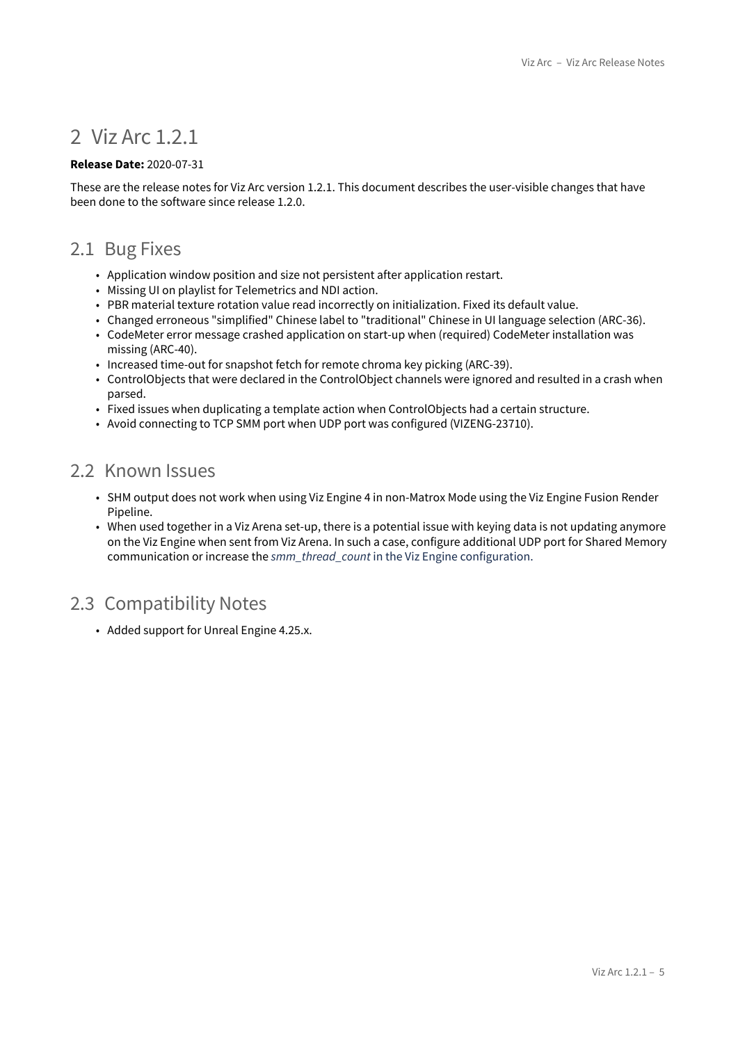# 2 Viz Arc 1.2.1

**Release Date:** 2020-07-31

These are the release notes for Viz Arc version 1.2.1. This document describes the user-visible changes that have been done to the software since release 1.2.0.

## 2.1 Bug Fixes

- Application window position and size not persistent after application restart.
- Missing UI on playlist for Telemetrics and NDI action.
- PBR material texture rotation value read incorrectly on initialization. Fixed its default value.
- Changed erroneous "simplified" Chinese label to "traditional" Chinese in UI language selection (ARC-36).
- CodeMeter error message crashed application on start-up when (required) CodeMeter installation was missing (ARC-40).
- Increased time-out for snapshot fetch for remote chroma key picking (ARC-39).
- ControlObjects that were declared in the ControlObject channels were ignored and resulted in a crash when parsed.
- Fixed issues when duplicating a template action when ControlObjects had a certain structure.
- Avoid connecting to TCP SMM port when UDP port was configured (VIZENG-23710).

## 2.2 Known Issues

- SHM output does not work when using Viz Engine 4 in non-Matrox Mode using the Viz Engine Fusion Render Pipeline.
- When used together in a Viz Arena set-up, there is a potential issue with keying data is not updating anymore on the Viz Engine when sent from Viz Arena. In such a case, configure additional UDP port for Shared Memory communication or increase the *smm_thread_count* in the Viz Engine configuration.

## 2.3 Compatibility Notes

- Added support for Unreal Engine 4.25.x.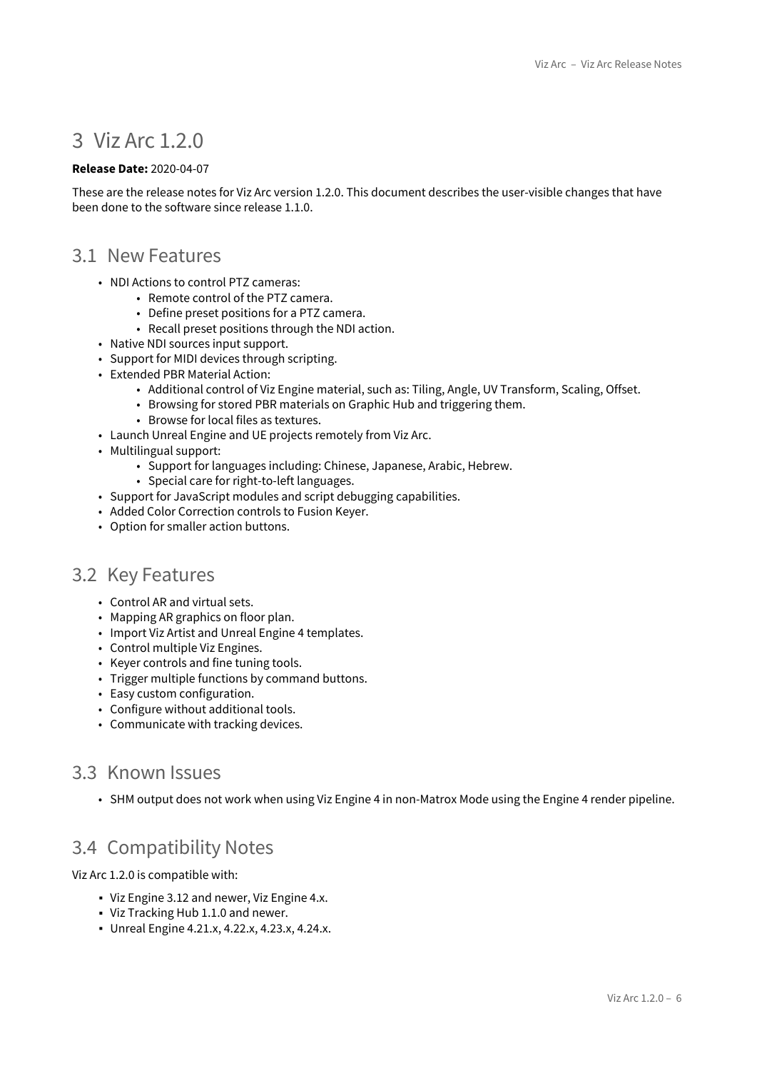# 3 Viz Arc 1.2.0

**Release Date:** 2020-04-07

These are the release notes for Viz Arc version 1.2.0. This document describes the user-visible changes that have been done to the software since release 1.1.0.

## 3.1 New Features

- NDI Actions to control PTZ cameras:
    - Remote control of the PTZ camera.
    - Define preset positions for a PTZ camera.
    - Recall preset positions through the NDI action.
- Native NDI sources input support.
- Support for MIDI devices through scripting.
- Extended PBR Material Action:
    - Additional control of Viz Engine material, such as: Tiling, Angle, UV Transform, Scaling, Offset.
    - Browsing for stored PBR materials on Graphic Hub and triggering them.
    - Browse for local files as textures.
- Launch Unreal Engine and UE projects remotely from Viz Arc.
- Multilingual support:
    - Support for languages including: Chinese, Japanese, Arabic, Hebrew.
    - Special care for right-to-left languages.
- Support for JavaScript modules and script debugging capabilities.
- Added Color Correction controls to Fusion Keyer.
- Option for smaller action buttons.

## 3.2 Key Features

- Control AR and virtual sets.
- Mapping AR graphics on floor plan.
- Import Viz Artist and Unreal Engine 4 templates.
- Control multiple Viz Engines.
- Keyer controls and fine tuning tools.
- Trigger multiple functions by command buttons.
- Easy custom configuration.
- Configure without additional tools.
- Communicate with tracking devices.

## 3.3 Known Issues

- SHM output does not work when using Viz Engine 4 in non-Matrox Mode using the Engine 4 render pipeline.

## 3.4 Compatibility Notes

Viz Arc 1.2.0 is compatible with:

- Viz Engine 3.12 and newer, Viz Engine 4.x.
- Viz Tracking Hub 1.1.0 and newer.
- Unreal Engine 4.21.x, 4.22.x, 4.23.x, 4.24.x.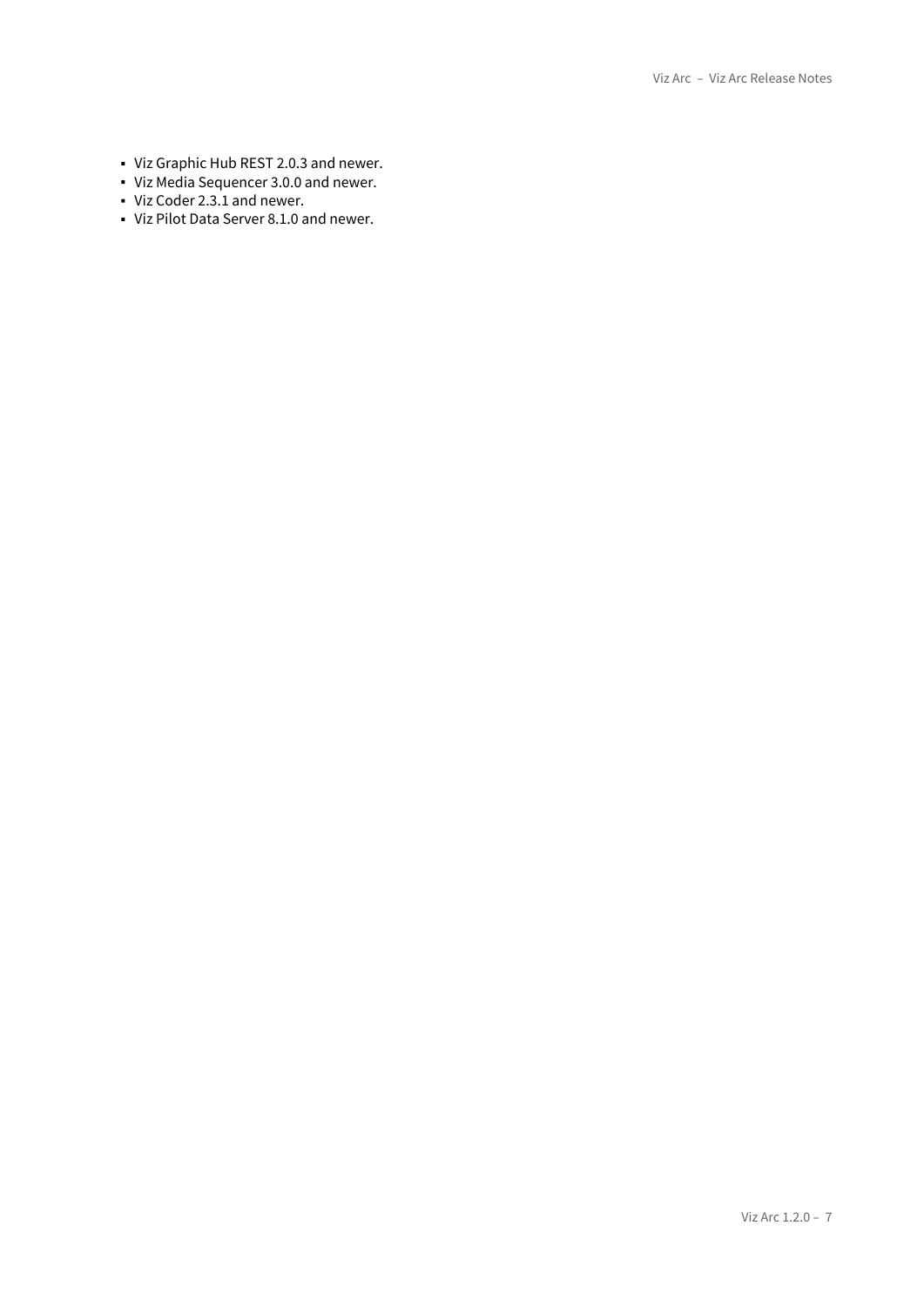- Viz Graphic Hub REST 2.0.3 and newer.
- Viz Media Sequencer 3.0.0 and newer.
- Viz Coder 2.3.1 and newer.
- Viz Pilot Data Server 8.1.0 and newer.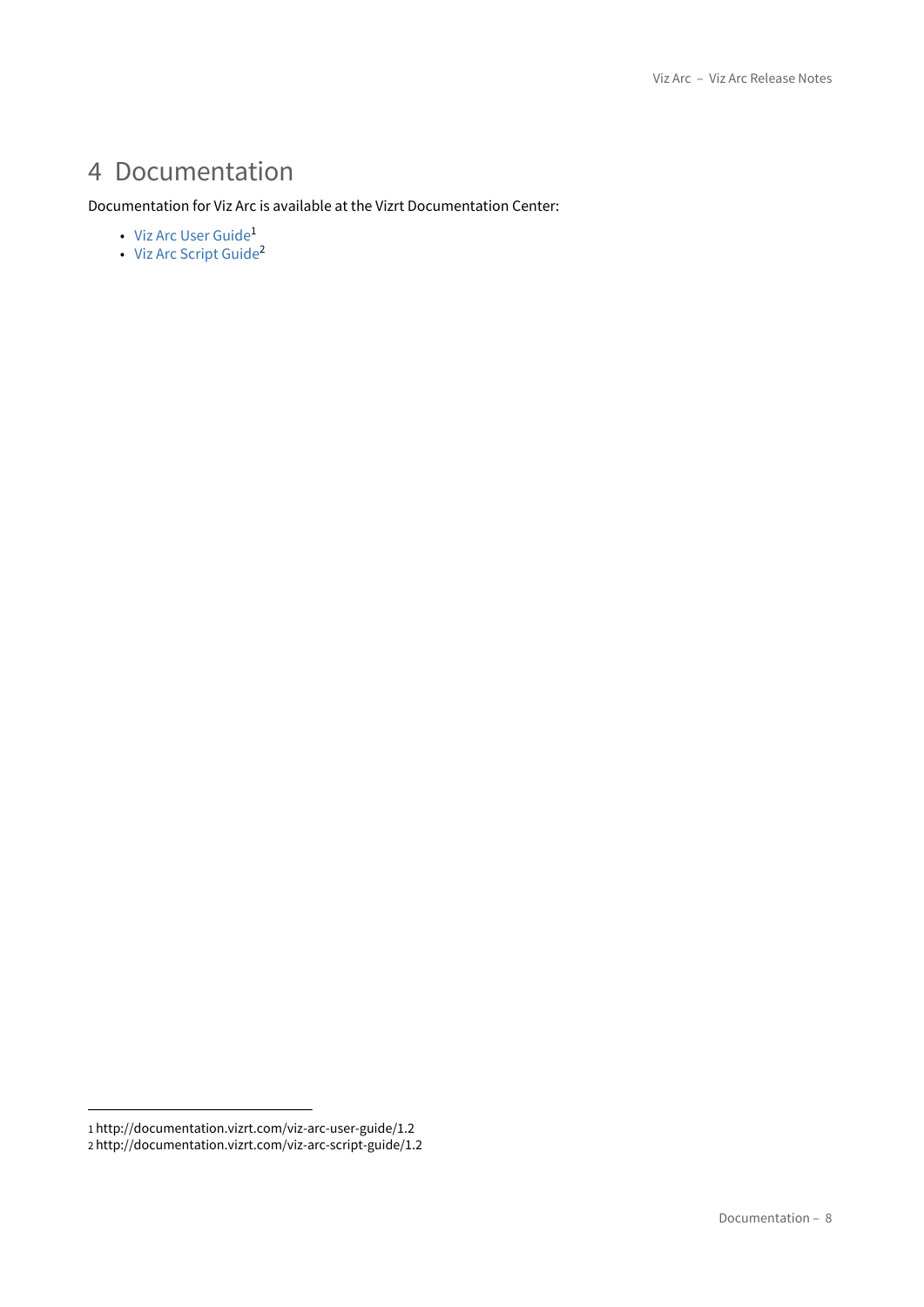# 4 Documentation

Documentation for Viz Arc is available at the Vizrt Documentation Center:

- Viz Arc User Guide[1]
- Viz Arc Script Guide[2]

1 http://documentation.vizrt.com/viz-arc-user-guide/1.2
2 http://documentation.vizrt.com/viz-arc-script-guide/1.2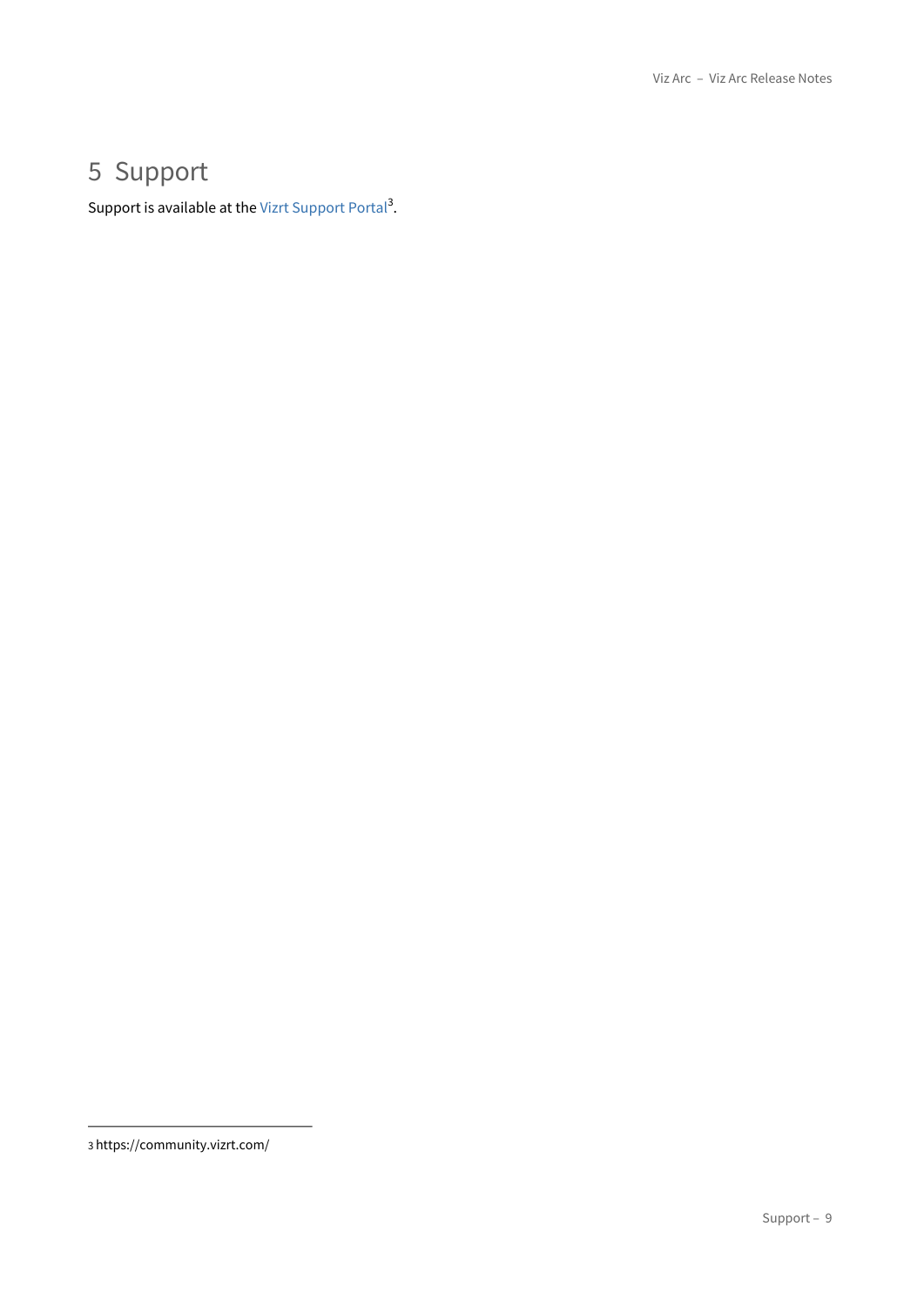# 5 Support

Support is available at the Vizrt Support Portal[3].

[3] https://community.vizrt.com/